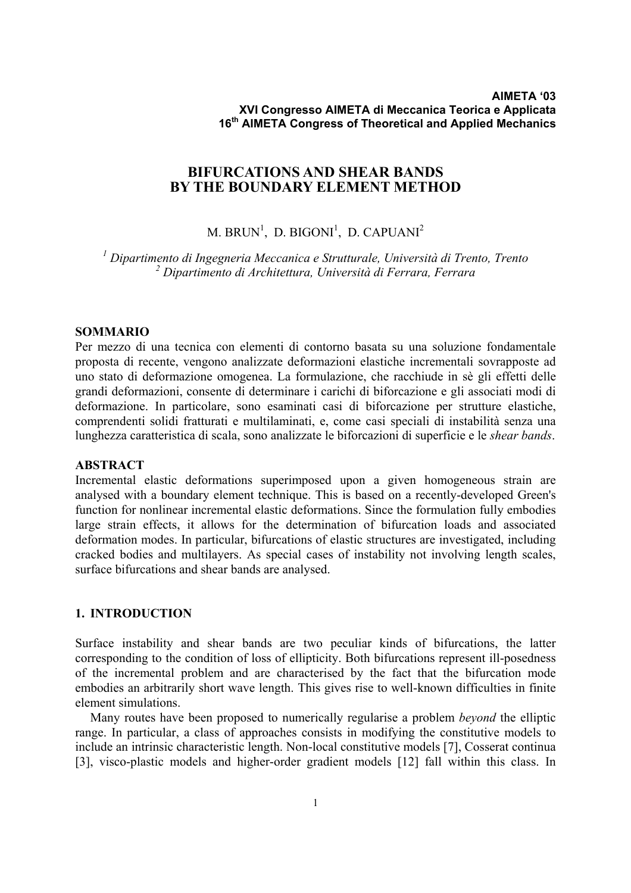**AIMETA '03**
**XVI Congresso AIMETA di Meccanica Teorica e Applicata**
**16th AIMETA Congress of Theoretical and Applied Mechanics**

# BIFURCATIONS AND SHEAR BANDS BY THE BOUNDARY ELEMENT METHOD

M. BRUN[1], D. BIGONI[1], D. CAPUANI[2]

[1] *Dipartimento di Ingegneria Meccanica e Strutturale, Università di Trento, Trento*
[2] *Dipartimento di Architettura, Università di Ferrara, Ferrara*

**SOMMARIO**

Per mezzo di una tecnica con elementi di contorno basata su una soluzione fondamentale proposta di recente, vengono analizzate deformazioni elastiche incrementali sovrapposte ad uno stato di deformazione omogenea. La formulazione, che racchiude in sè gli effetti delle grandi deformazioni, consente di determinare i carichi di biforcazione e gli associati modi di deformazione. In particolare, sono esaminati casi di biforcazione per strutture elastiche, comprendenti solidi fratturati e multilaminati, e, come casi speciali di instabilità senza una lunghezza caratteristica di scala, sono analizzate le biforcazioni di superficie e le *shear bands*.

**ABSTRACT**

Incremental elastic deformations superimposed upon a given homogeneous strain are analysed with a boundary element technique. This is based on a recently-developed Green's function for nonlinear incremental elastic deformations. Since the formulation fully embodies large strain effects, it allows for the determination of bifurcation loads and associated deformation modes. In particular, bifurcations of elastic structures are investigated, including cracked bodies and multilayers. As special cases of instability not involving length scales, surface bifurcations and shear bands are analysed.

## 1. INTRODUCTION

Surface instability and shear bands are two peculiar kinds of bifurcations, the latter corresponding to the condition of loss of ellipticity. Both bifurcations represent ill-posedness of the incremental problem and are characterised by the fact that the bifurcation mode embodies an arbitrarily short wave length. This gives rise to well-known difficulties in finite element simulations.

Many routes have been proposed to numerically regularise a problem *beyond* the elliptic range. In particular, a class of approaches consists in modifying the constitutive models to include an intrinsic characteristic length. Non-local constitutive models [7], Cosserat continua [3], visco-plastic models and higher-order gradient models [12] fall within this class. In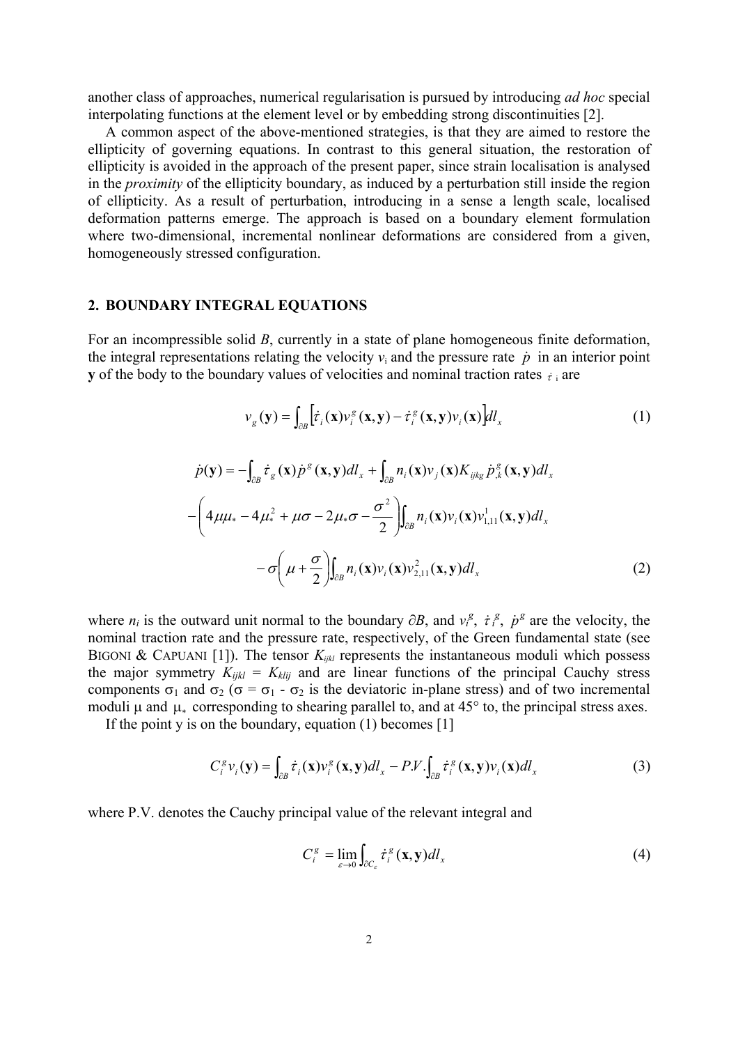another class of approaches, numerical regularisation is pursued by introducing *ad hoc* special interpolating functions at the element level or by embedding strong discontinuities [2].

A common aspect of the above-mentioned strategies, is that they are aimed to restore the ellipticity of governing equations. In contrast to this general situation, the restoration of ellipticity is avoided in the approach of the present paper, since strain localisation is analysed in the *proximity* of the ellipticity boundary, as induced by a perturbation still inside the region of ellipticity. As a result of perturbation, introducing in a sense a length scale, localised deformation patterns emerge. The approach is based on a boundary element formulation where two-dimensional, incremental nonlinear deformations are considered from a given, homogeneously stressed configuration.

## 2. BOUNDARY INTEGRAL EQUATIONS

For an incompressible solid $B$, currently in a state of plane homogeneous finite deformation, the integral representations relating the velocity $v_i$ and the pressure rate $\dot{p}$ in an interior point $\mathbf{y}$ of the body to the boundary values of velocities and nominal traction rates $\dot{\tau}_i$ are

$$v_g(\mathbf{y}) = \int_{\partial B} \left[ \dot{\tau}_i(\mathbf{x}) v_i^g(\mathbf{x},\mathbf{y}) - \dot{\tau}_i^g(\mathbf{x},\mathbf{y}) v_i(\mathbf{x}) \right] dl_x \tag{1}$$

$$\begin{aligned}
\dot{p}(\mathbf{y}) = & -\int_{\partial B} \dot{\tau}_g(\mathbf{x}) \dot{p}^g(\mathbf{x},\mathbf{y}) dl_x + \int_{\partial B} n_i(\mathbf{x}) v_j(\mathbf{x}) K_{ijkg} \dot{p}^g_{,k}(\mathbf{x},\mathbf{y}) dl_x \\
& - \left( 4\mu\mu_* - 4\mu_*^2 + \mu\sigma - 2\mu_*\sigma - \frac{\sigma^2}{2} \right) \int_{\partial B} n_i(\mathbf{x}) v_i(\mathbf{x}) v^1_{1,11}(\mathbf{x},\mathbf{y}) dl_x \\
& - \sigma \left( \mu + \frac{\sigma}{2} \right) \int_{\partial B} n_i(\mathbf{x}) v_i(\mathbf{x}) v^2_{2,11}(\mathbf{x},\mathbf{y}) dl_x
\end{aligned} \tag{2}$$

where $n_i$ is the outward unit normal to the boundary $\partial B$, and $v_i^g$, $\dot{\tau}_i^g$, $\dot{p}^g$ are the velocity, the nominal traction rate and the pressure rate, respectively, of the Green fundamental state (see BIGONI & CAPUANI [1]). The tensor $K_{ijkl}$ represents the instantaneous moduli which possess the major symmetry $K_{ijkl} = K_{klij}$ and are linear functions of the principal Cauchy stress components $\sigma_1$ and $\sigma_2$ ($\sigma = \sigma_1 - \sigma_2$ is the deviatoric in-plane stress) and of two incremental moduli $\mu$ and $\mu_*$ corresponding to shearing parallel to, and at 45° to, the principal stress axes.

If the point y is on the boundary, equation (1) becomes [1]

$$C_i^g v_i(\mathbf{y}) = \int_{\partial B} \dot{\tau}_i(\mathbf{x}) v_i^g(\mathbf{x},\mathbf{y}) dl_x - P.V.\int_{\partial B} \dot{\tau}_i^g(\mathbf{x},\mathbf{y}) v_i(\mathbf{x}) dl_x \tag{3}$$

where P.V. denotes the Cauchy principal value of the relevant integral and

$$C_i^g = \lim_{\varepsilon \to 0} \int_{\partial C_\varepsilon} \dot{\tau}_i^g(\mathbf{x},\mathbf{y}) dl_x \tag{4}$$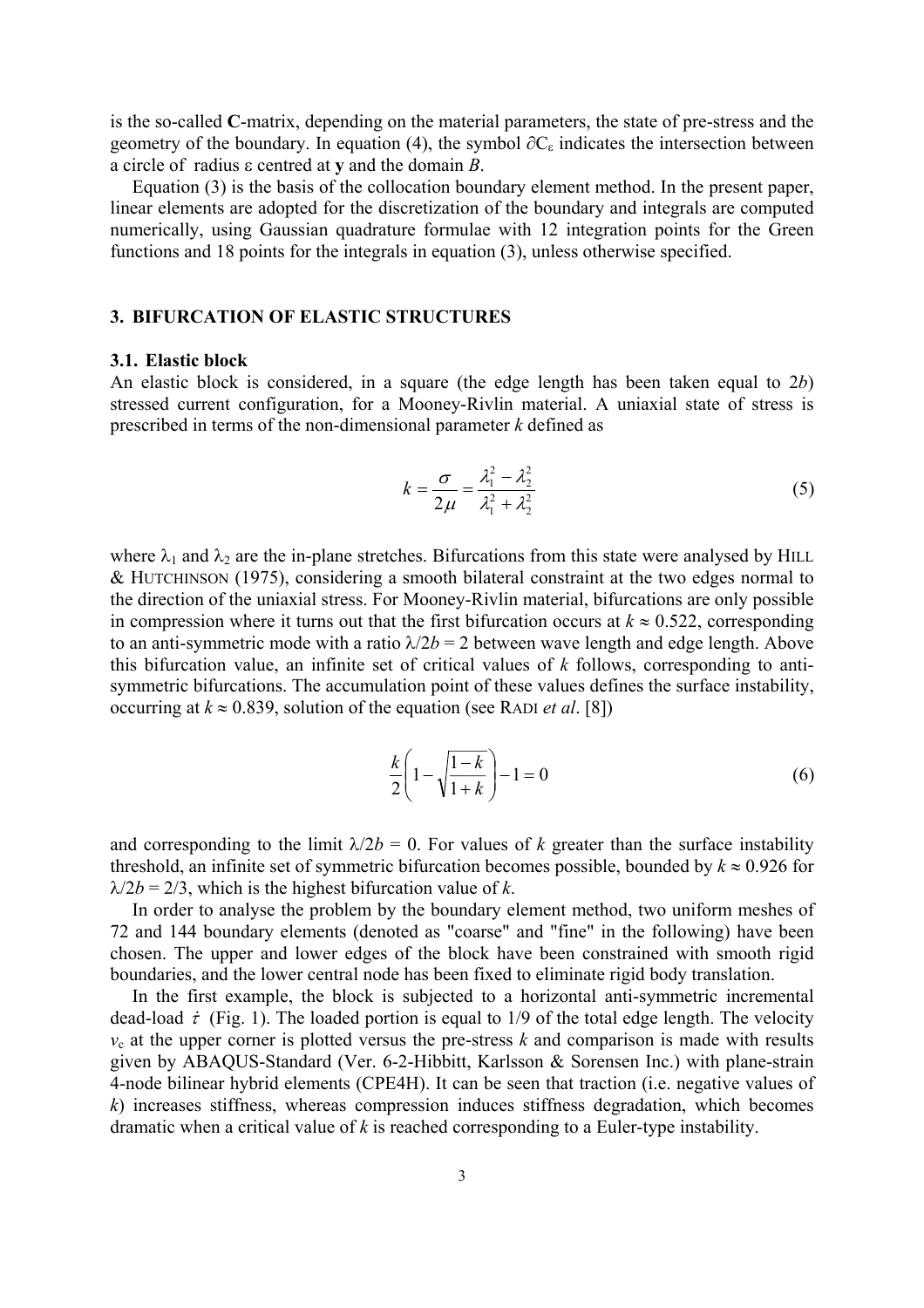is the so-called **C**-matrix, depending on the material parameters, the state of pre-stress and the geometry of the boundary. In equation (4), the symbol $\partial C_\varepsilon$ indicates the intersection between a circle of radius $\varepsilon$ centred at **y** and the domain $B$.

Equation (3) is the basis of the collocation boundary element method. In the present paper, linear elements are adopted for the discretization of the boundary and integrals are computed numerically, using Gaussian quadrature formulae with 12 integration points for the Green functions and 18 points for the integrals in equation (3), unless otherwise specified.

## 3. BIFURCATION OF ELASTIC STRUCTURES

### 3.1. Elastic block

An elastic block is considered, in a square (the edge length has been taken equal to $2b$) stressed current configuration, for a Mooney-Rivlin material. A uniaxial state of stress is prescribed in terms of the non-dimensional parameter $k$ defined as

$$k = \frac{\sigma}{2\mu} = \frac{\lambda_1^2 - \lambda_2^2}{\lambda_1^2 + \lambda_2^2} \tag{5}$$

where $\lambda_1$ and $\lambda_2$ are the in-plane stretches. Bifurcations from this state were analysed by HILL & HUTCHINSON (1975), considering a smooth bilateral constraint at the two edges normal to the direction of the uniaxial stress. For Mooney-Rivlin material, bifurcations are only possible in compression where it turns out that the first bifurcation occurs at $k \approx 0.522$, corresponding to an anti-symmetric mode with a ratio $\lambda/2b = 2$ between wave length and edge length. Above this bifurcation value, an infinite set of critical values of $k$ follows, corresponding to anti-symmetric bifurcations. The accumulation point of these values defines the surface instability, occurring at $k \approx 0.839$, solution of the equation (see RADI *et al*. [8])

$$\frac{k}{2}\left(1 - \sqrt{\frac{1-k}{1+k}}\right) - 1 = 0 \tag{6}$$

and corresponding to the limit $\lambda/2b = 0$. For values of $k$ greater than the surface instability threshold, an infinite set of symmetric bifurcation becomes possible, bounded by $k \approx 0.926$ for $\lambda/2b = 2/3$, which is the highest bifurcation value of $k$.

In order to analyse the problem by the boundary element method, two uniform meshes of 72 and 144 boundary elements (denoted as "coarse" and "fine" in the following) have been chosen. The upper and lower edges of the block have been constrained with smooth rigid boundaries, and the lower central node has been fixed to eliminate rigid body translation.

In the first example, the block is subjected to a horizontal anti-symmetric incremental dead-load $\dot{\tau}$ (Fig. 1). The loaded portion is equal to 1/9 of the total edge length. The velocity $v_c$ at the upper corner is plotted versus the pre-stress $k$ and comparison is made with results given by ABAQUS-Standard (Ver. 6-2-Hibbitt, Karlsson & Sorensen Inc.) with plane-strain 4-node bilinear hybrid elements (CPE4H). It can be seen that traction (i.e. negative values of $k$) increases stiffness, whereas compression induces stiffness degradation, which becomes dramatic when a critical value of $k$ is reached corresponding to a Euler-type instability.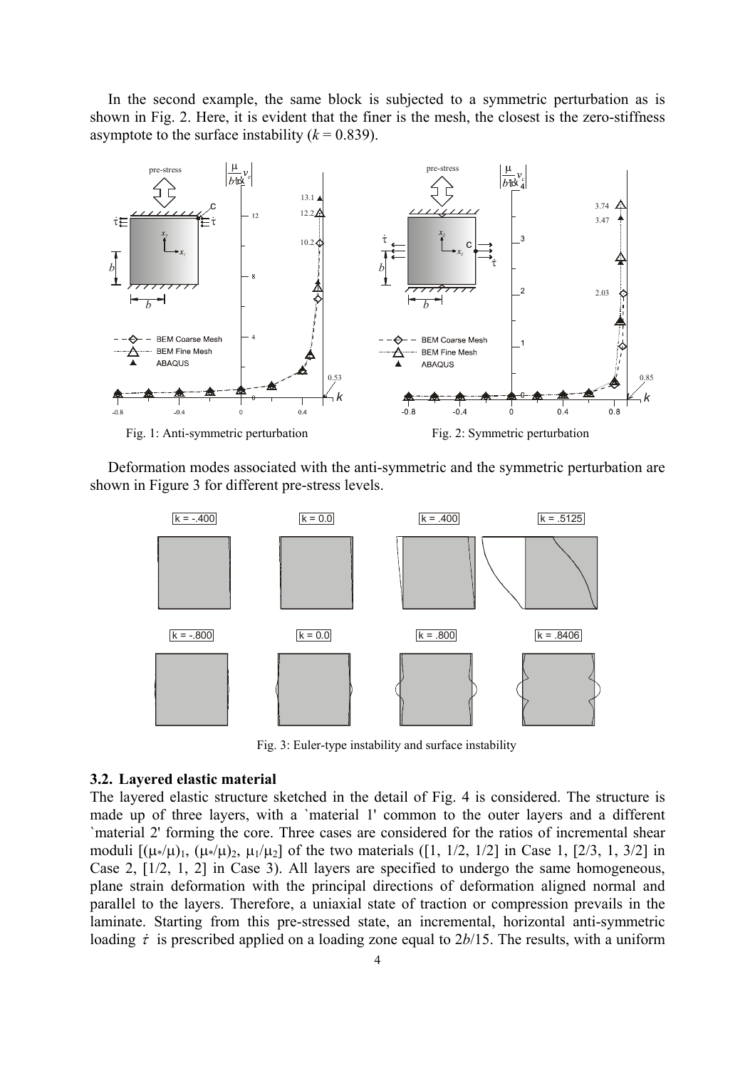In the second example, the same block is subjected to a symmetric perturbation as is shown in Fig. 2. Here, it is evident that the finer is the mesh, the closest is the zero-stiffness asymptote to the surface instability ($k$ = 0.839).

Fig. 1: Anti-symmetric perturbation

Fig. 2: Symmetric perturbation

Deformation modes associated with the anti-symmetric and the symmetric perturbation are shown in Figure 3 for different pre-stress levels.

Fig. 3: Euler-type instability and surface instability

### 3.2. Layered elastic material

The layered elastic structure sketched in the detail of Fig. 4 is considered. The structure is made up of three layers, with a `material 1' common to the outer layers and a different `material 2' forming the core. Three cases are considered for the ratios of incremental shear moduli [$(\mu_*/\mu)_1$, $(\mu_*/\mu)_2$, $\mu_1/\mu_2$] of the two materials ([1, 1/2, 1/2] in Case 1, [2/3, 1, 3/2] in Case 2, [1/2, 1, 2] in Case 3). All layers are specified to undergo the same homogeneous, plane strain deformation with the principal directions of deformation aligned normal and parallel to the layers. Therefore, a uniaxial state of traction or compression prevails in the laminate. Starting from this pre-stressed state, an incremental, horizontal anti-symmetric loading $\dot{\tau}$ is prescribed applied on a loading zone equal to $2b/15$. The results, with a uniform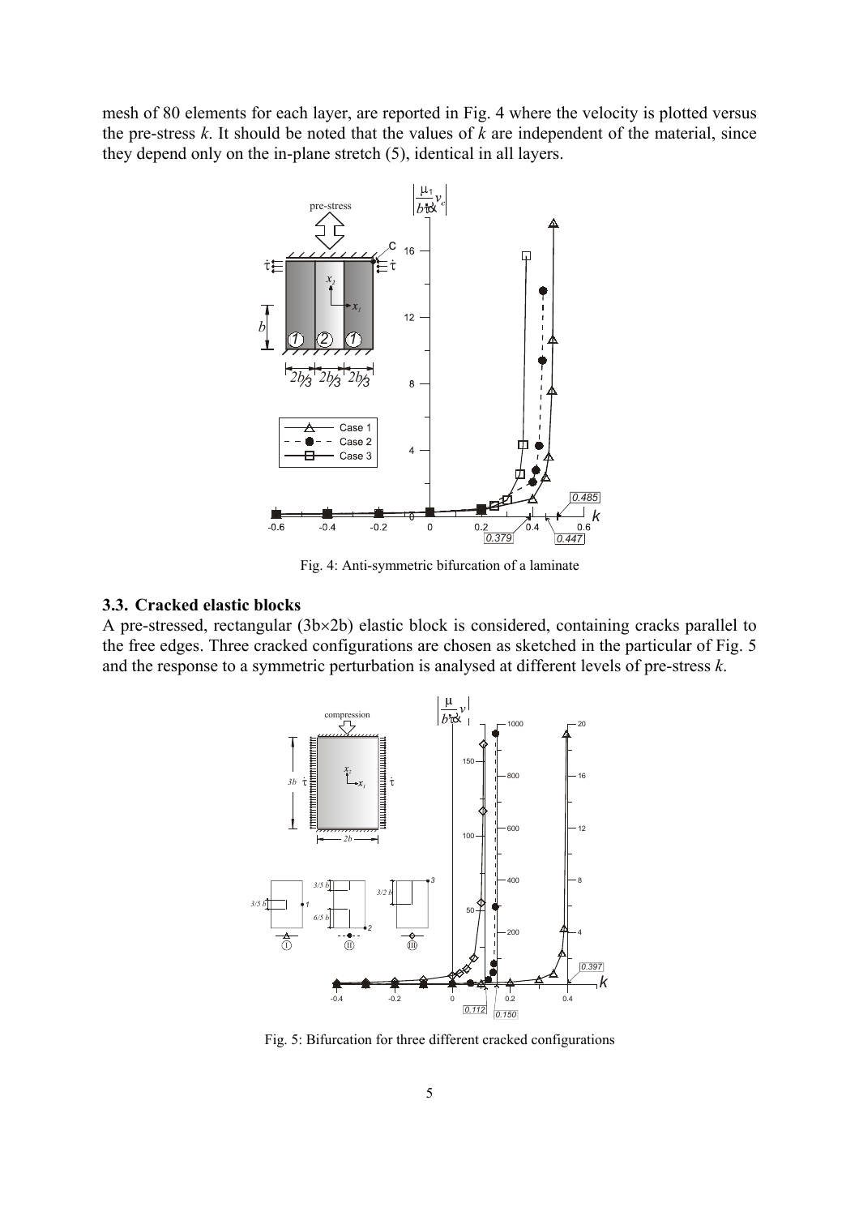mesh of 80 elements for each layer, are reported in Fig. 4 where the velocity is plotted versus the pre-stress $k$. It should be noted that the values of $k$ are independent of the material, since they depend only on the in-plane stretch (5), identical in all layers.

Fig. 4: Anti-symmetric bifurcation of a laminate

### 3.3. Cracked elastic blocks

A pre-stressed, rectangular (3b×2b) elastic block is considered, containing cracks parallel to the free edges. Three cracked configurations are chosen as sketched in the particular of Fig. 5 and the response to a symmetric perturbation is analysed at different levels of pre-stress $k$.

Fig. 5: Bifurcation for three different cracked configurations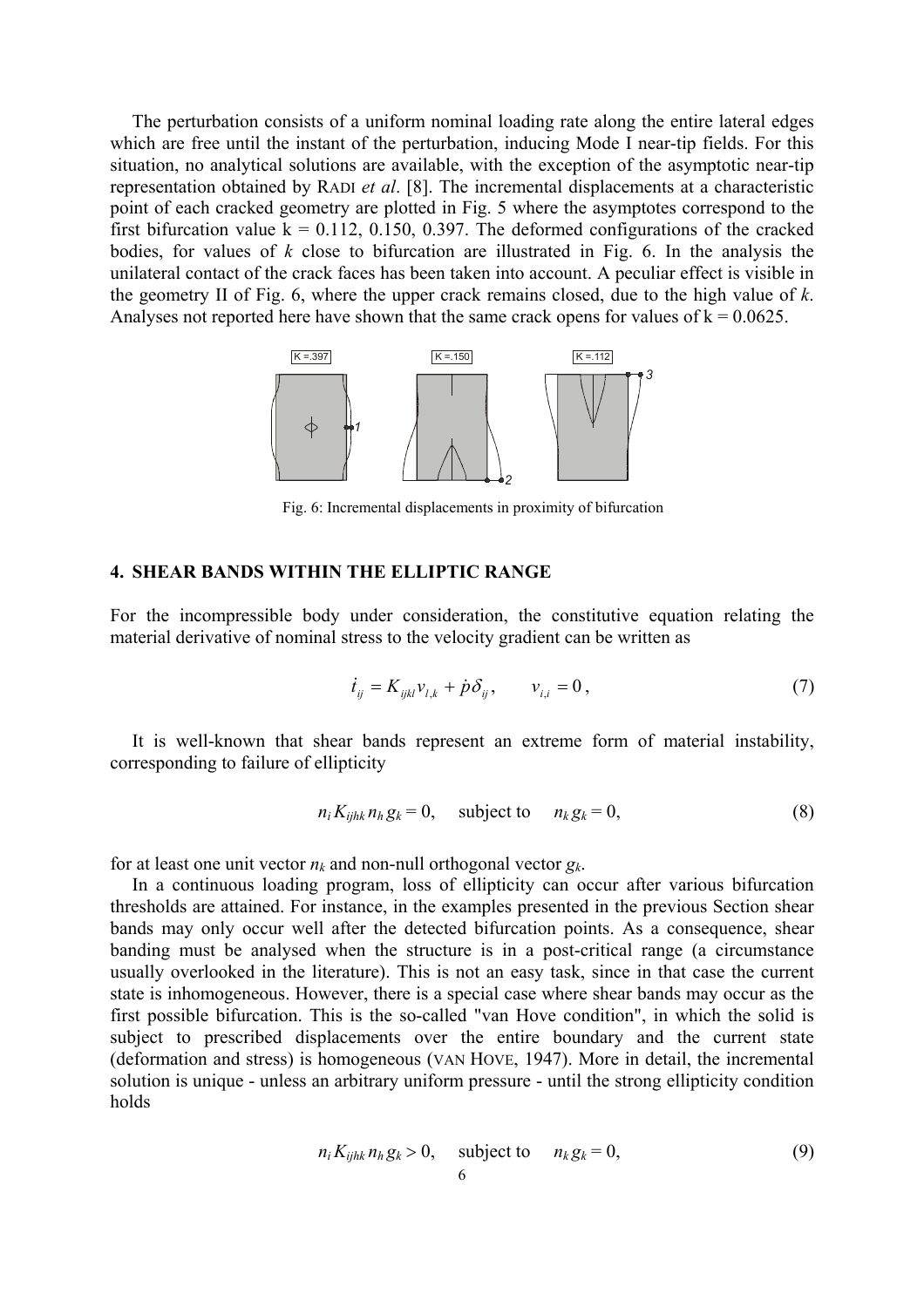The perturbation consists of a uniform nominal loading rate along the entire lateral edges which are free until the instant of the perturbation, inducing Mode I near-tip fields. For this situation, no analytical solutions are available, with the exception of the asymptotic near-tip representation obtained by RADI *et al*. [8]. The incremental displacements at a characteristic point of each cracked geometry are plotted in Fig. 5 where the asymptotes correspond to the first bifurcation value k = 0.112, 0.150, 0.397. The deformed configurations of the cracked bodies, for values of *k* close to bifurcation are illustrated in Fig. 6. In the analysis the unilateral contact of the crack faces has been taken into account. A peculiar effect is visible in the geometry II of Fig. 6, where the upper crack remains closed, due to the high value of *k*. Analyses not reported here have shown that the same crack opens for values of k = 0.0625.

Fig. 6: Incremental displacements in proximity of bifurcation

## 4. SHEAR BANDS WITHIN THE ELLIPTIC RANGE

For the incompressible body under consideration, the constitutive equation relating the material derivative of nominal stress to the velocity gradient can be written as

$$\dot{t}_{ij} = K_{ijkl} v_{l,k} + \dot{p}\delta_{ij}, \qquad v_{i,i} = 0, \tag{7}$$

It is well-known that shear bands represent an extreme form of material instability, corresponding to failure of ellipticity

$$n_i K_{ijhk} n_h g_k = 0, \quad \text{subject to} \quad n_k g_k = 0, \tag{8}$$

for at least one unit vector $n_k$ and non-null orthogonal vector $g_k$.

In a continuous loading program, loss of ellipticity can occur after various bifurcation thresholds are attained. For instance, in the examples presented in the previous Section shear bands may only occur well after the detected bifurcation points. As a consequence, shear banding must be analysed when the structure is in a post-critical range (a circumstance usually overlooked in the literature). This is not an easy task, since in that case the current state is inhomogeneous. However, there is a special case where shear bands may occur as the first possible bifurcation. This is the so-called "van Hove condition", in which the solid is subject to prescribed displacements over the entire boundary and the current state (deformation and stress) is homogeneous (VAN HOVE, 1947). More in detail, the incremental solution is unique - unless an arbitrary uniform pressure - until the strong ellipticity condition holds

$$n_i K_{ijhk} n_h g_k > 0, \quad \text{subject to} \quad n_k g_k = 0, \tag{9}$$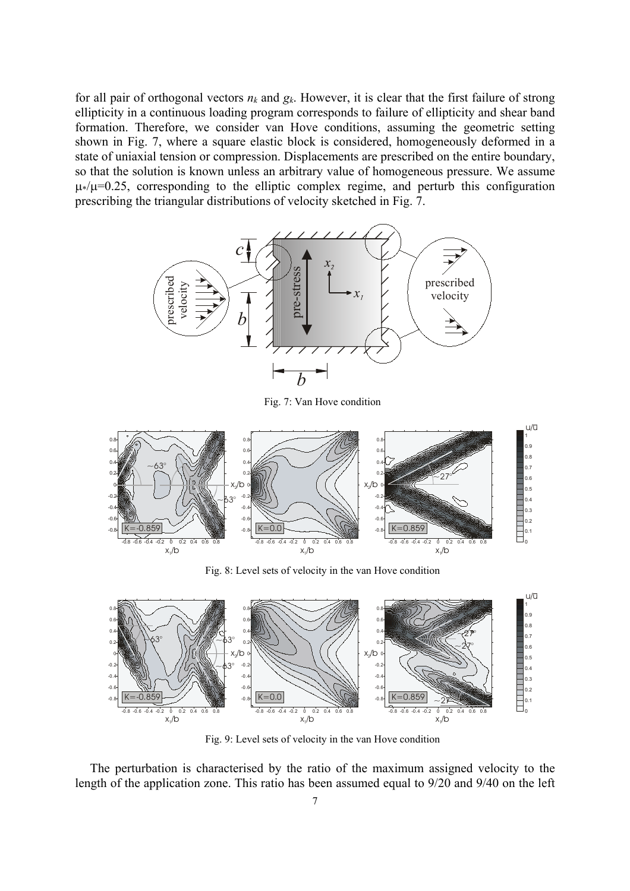for all pair of orthogonal vectors $n_k$ and $g_k$. However, it is clear that the first failure of strong ellipticity in a continuous loading program corresponds to failure of ellipticity and shear band formation. Therefore, we consider van Hove conditions, assuming the geometric setting shown in Fig. 7, where a square elastic block is considered, homogeneously deformed in a state of uniaxial tension or compression. Displacements are prescribed on the entire boundary, so that the solution is known unless an arbitrary value of homogeneous pressure. We assume $\mu_*/\mu$=0.25, corresponding to the elliptic complex regime, and perturb this configuration prescribing the triangular distributions of velocity sketched in Fig. 7.

Fig. 7: Van Hove condition

Fig. 8: Level sets of velocity in the van Hove condition

Fig. 9: Level sets of velocity in the van Hove condition

The perturbation is characterised by the ratio of the maximum assigned velocity to the length of the application zone. This ratio has been assumed equal to 9/20 and 9/40 on the left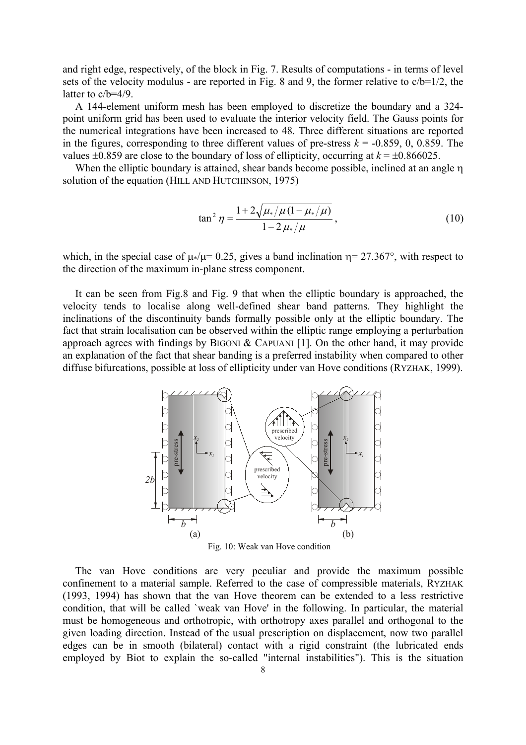and right edge, respectively, of the block in Fig. 7. Results of computations - in terms of level sets of the velocity modulus - are reported in Fig. 8 and 9, the former relative to c/b=1/2, the latter to c/b=4/9.

A 144-element uniform mesh has been employed to discretize the boundary and a 324-point uniform grid has been used to evaluate the interior velocity field. The Gauss points for the numerical integrations have been increased to 48. Three different situations are reported in the figures, corresponding to three different values of pre-stress $k$ = -0.859, 0, 0.859. The values $\pm 0.859$ are close to the boundary of loss of ellipticity, occurring at $k = \pm 0.866025$.

When the elliptic boundary is attained, shear bands become possible, inclined at an angle $\eta$ solution of the equation (HILL AND HUTCHINSON, 1975)

$$\tan^2 \eta = \frac{1 + 2\sqrt{\mu_*/\mu\,(1 - \mu_*/\mu)}}{1 - 2\,\mu_*/\mu}, \tag{10}$$

which, in the special case of $\mu_*/\mu = 0.25$, gives a band inclination $\eta = 27.367°$, with respect to the direction of the maximum in-plane stress component.

It can be seen from Fig.8 and Fig. 9 that when the elliptic boundary is approached, the velocity tends to localise along well-defined shear band patterns. They highlight the inclinations of the discontinuity bands formally possible only at the elliptic boundary. The fact that strain localisation can be observed within the elliptic range employing a perturbation approach agrees with findings by BIGONI & CAPUANI [1]. On the other hand, it may provide an explanation of the fact that shear banding is a preferred instability when compared to other diffuse bifurcations, possible at loss of ellipticity under van Hove conditions (RYZHAK, 1999).

Fig. 10: Weak van Hove condition

The van Hove conditions are very peculiar and provide the maximum possible confinement to a material sample. Referred to the case of compressible materials, RYZHAK (1993, 1994) has shown that the van Hove theorem can be extended to a less restrictive condition, that will be called `weak van Hove' in the following. In particular, the material must be homogeneous and orthotropic, with orthotropy axes parallel and orthogonal to the given loading direction. Instead of the usual prescription on displacement, now two parallel edges can be in smooth (bilateral) contact with a rigid constraint (the lubricated ends employed by Biot to explain the so-called "internal instabilities"). This is the situation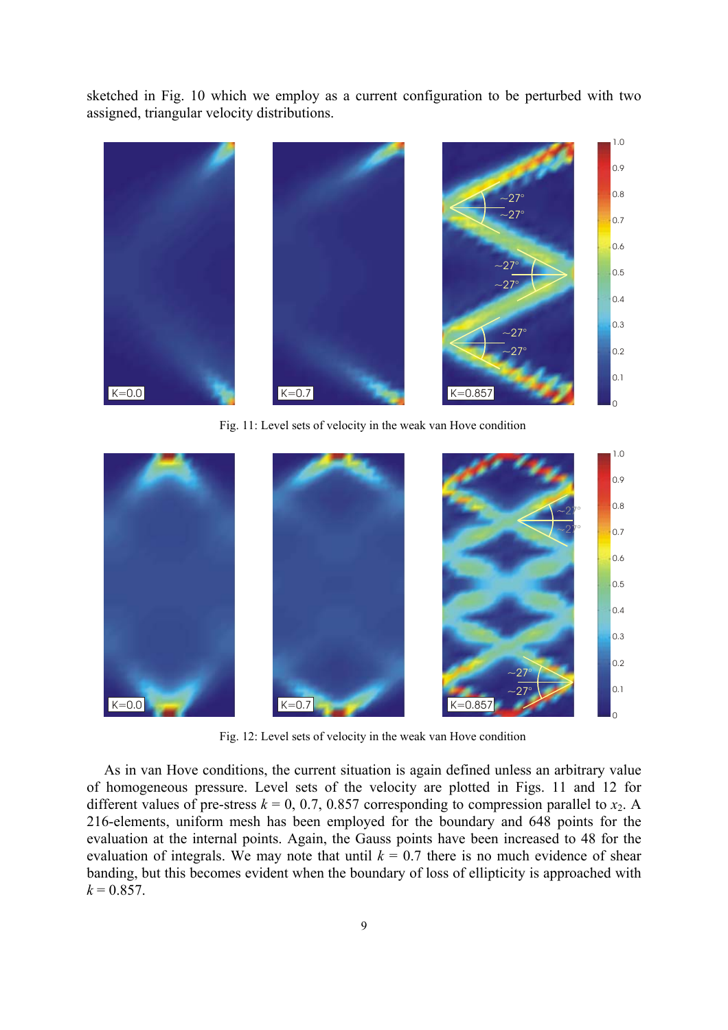sketched in Fig. 10 which we employ as a current configuration to be perturbed with two assigned, triangular velocity distributions.

Fig. 11: Level sets of velocity in the weak van Hove condition

Fig. 12: Level sets of velocity in the weak van Hove condition

As in van Hove conditions, the current situation is again defined unless an arbitrary value of homogeneous pressure. Level sets of the velocity are plotted in Figs. 11 and 12 for different values of pre-stress $k$ = 0, 0.7, 0.857 corresponding to compression parallel to $x_2$. A 216-elements, uniform mesh has been employed for the boundary and 648 points for the evaluation at the internal points. Again, the Gauss points have been increased to 48 for the evaluation of integrals. We may note that until $k$ = 0.7 there is no much evidence of shear banding, but this becomes evident when the boundary of loss of ellipticity is approached with $k$ = 0.857.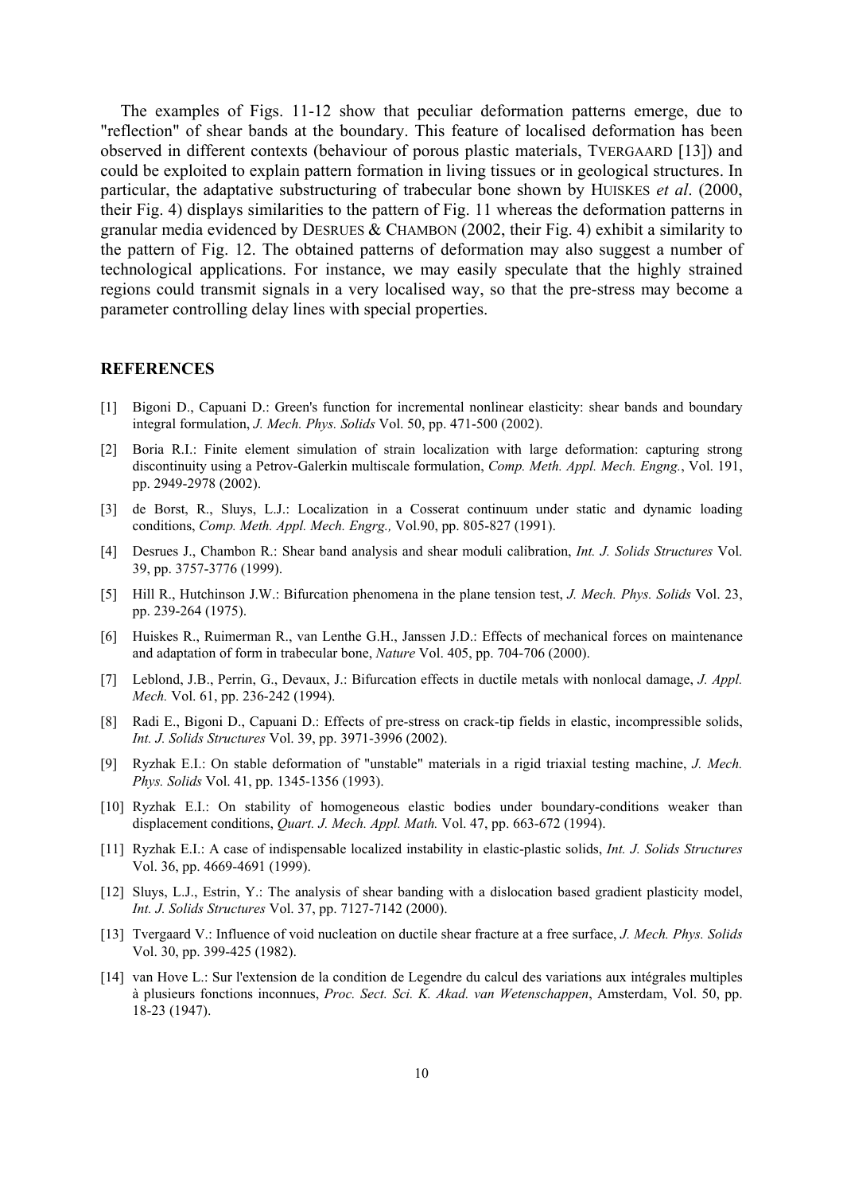The examples of Figs. 11-12 show that peculiar deformation patterns emerge, due to "reflection" of shear bands at the boundary. This feature of localised deformation has been observed in different contexts (behaviour of porous plastic materials, TVERGAARD [13]) and could be exploited to explain pattern formation in living tissues or in geological structures. In particular, the adaptative substructuring of trabecular bone shown by HUISKES *et al*. (2000, their Fig. 4) displays similarities to the pattern of Fig. 11 whereas the deformation patterns in granular media evidenced by DESRUES & CHAMBON (2002, their Fig. 4) exhibit a similarity to the pattern of Fig. 12. The obtained patterns of deformation may also suggest a number of technological applications. For instance, we may easily speculate that the highly strained regions could transmit signals in a very localised way, so that the pre-stress may become a parameter controlling delay lines with special properties.

## REFERENCES

[1] Bigoni D., Capuani D.: Green's function for incremental nonlinear elasticity: shear bands and boundary integral formulation, *J. Mech. Phys. Solids* Vol. 50, pp. 471-500 (2002).

[2] Boria R.I.: Finite element simulation of strain localization with large deformation: capturing strong discontinuity using a Petrov-Galerkin multiscale formulation, *Comp. Meth. Appl. Mech. Engng.*, Vol. 191, pp. 2949-2978 (2002).

[3] de Borst, R., Sluys, L.J.: Localization in a Cosserat continuum under static and dynamic loading conditions, *Comp. Meth. Appl. Mech. Engrg.,* Vol.90, pp. 805-827 (1991).

[4] Desrues J., Chambon R.: Shear band analysis and shear moduli calibration, *Int. J. Solids Structures* Vol. 39, pp. 3757-3776 (1999).

[5] Hill R., Hutchinson J.W.: Bifurcation phenomena in the plane tension test, *J. Mech. Phys. Solids* Vol. 23, pp. 239-264 (1975).

[6] Huiskes R., Ruimerman R., van Lenthe G.H., Janssen J.D.: Effects of mechanical forces on maintenance and adaptation of form in trabecular bone, *Nature* Vol. 405, pp. 704-706 (2000).

[7] Leblond, J.B., Perrin, G., Devaux, J.: Bifurcation effects in ductile metals with nonlocal damage, *J. Appl. Mech.* Vol. 61, pp. 236-242 (1994).

[8] Radi E., Bigoni D., Capuani D.: Effects of pre-stress on crack-tip fields in elastic, incompressible solids, *Int. J. Solids Structures* Vol. 39, pp. 3971-3996 (2002).

[9] Ryzhak E.I.: On stable deformation of "unstable" materials in a rigid triaxial testing machine, *J. Mech. Phys. Solids* Vol. 41, pp. 1345-1356 (1993).

[10] Ryzhak E.I.: On stability of homogeneous elastic bodies under boundary-conditions weaker than displacement conditions, *Quart. J. Mech. Appl. Math.* Vol. 47, pp. 663-672 (1994).

[11] Ryzhak E.I.: A case of indispensable localized instability in elastic-plastic solids, *Int. J. Solids Structures* Vol. 36, pp. 4669-4691 (1999).

[12] Sluys, L.J., Estrin, Y.: The analysis of shear banding with a dislocation based gradient plasticity model, *Int. J. Solids Structures* Vol. 37, pp. 7127-7142 (2000).

[13] Tvergaard V.: Influence of void nucleation on ductile shear fracture at a free surface, *J. Mech. Phys. Solids* Vol. 30, pp. 399-425 (1982).

[14] van Hove L.: Sur l'extension de la condition de Legendre du calcul des variations aux intégrales multiples à plusieurs fonctions inconnues, *Proc. Sect. Sci. K. Akad. van Wetenschappen*, Amsterdam, Vol. 50, pp. 18-23 (1947).